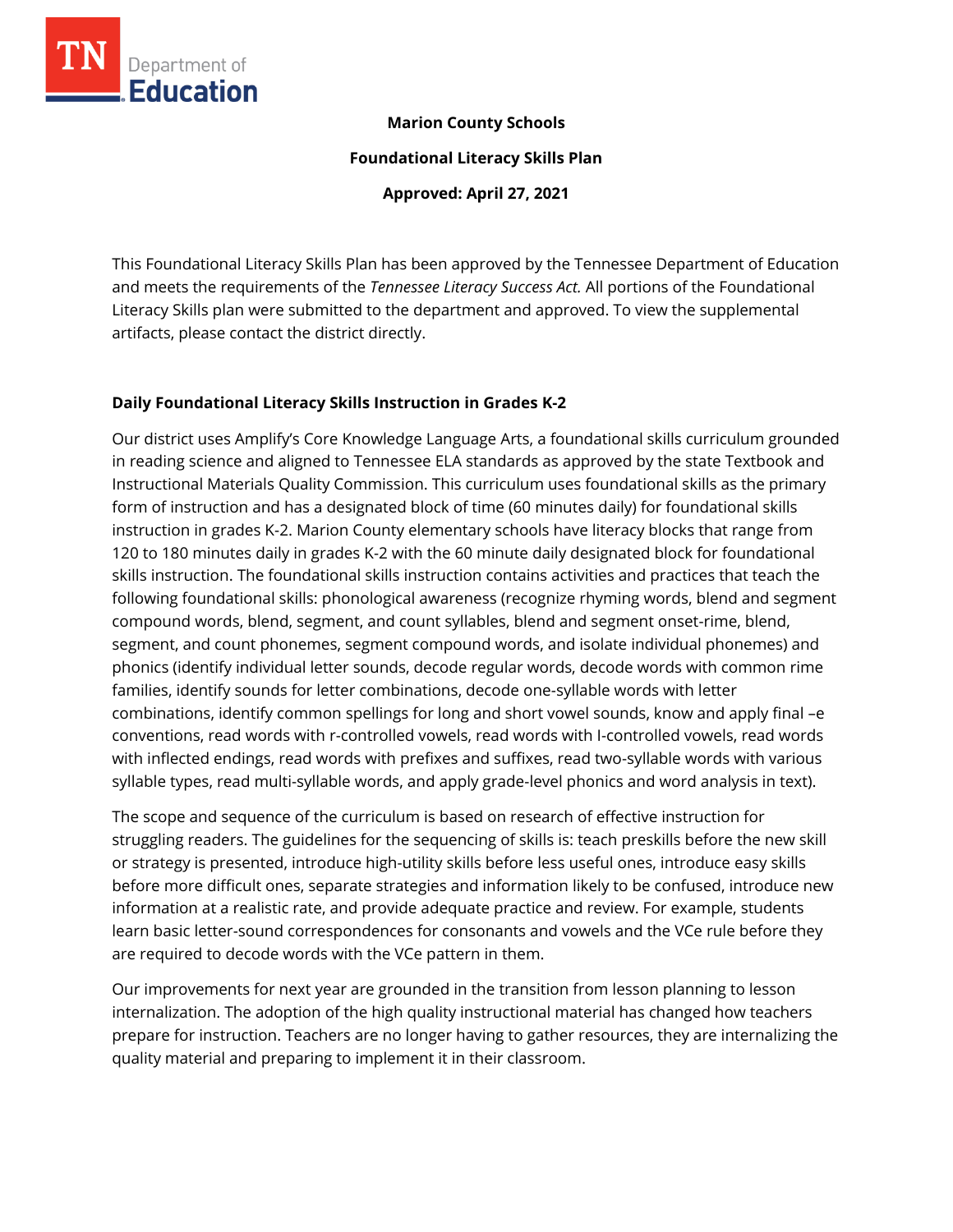**Marion County Schools**

**Foundational Literacy Skills Plan**

**Approved: April 27, 2021**

This Foundational Literacy Skills Plan has been approved by the Tennessee Department of Education and meets the requirements of the *Tennessee Literacy Success Act.* All portions of the Foundational Literacy Skills plan were submitted to the department and approved. To view the supplemental artifacts, please contact the district directly.

## Daily Foundational Literacy Skills Instruction in Grades K-2

Our district uses Amplify's Core Knowledge Language Arts, a foundational skills curriculum grounded in reading science and aligned to Tennessee ELA standards as approved by the state Textbook and Instructional Materials Quality Commission. This curriculum uses foundational skills as the primary form of instruction and has a designated block of time (60 minutes daily) for foundational skills instruction in grades K-2. Marion County elementary schools have literacy blocks that range from 120 to 180 minutes daily in grades K-2 with the 60 minute daily designated block for foundational skills instruction. The foundational skills instruction contains activities and practices that teach the following foundational skills: phonological awareness (recognize rhyming words, blend and segment compound words, blend, segment, and count syllables, blend and segment onset-rime, blend, segment, and count phonemes, segment compound words, and isolate individual phonemes) and phonics (identify individual letter sounds, decode regular words, decode words with common rime families, identify sounds for letter combinations, decode one-syllable words with letter combinations, identify common spellings for long and short vowel sounds, know and apply final –e conventions, read words with r-controlled vowels, read words with l-controlled vowels, read words with inflected endings, read words with prefixes and suffixes, read two-syllable words with various syllable types, read multi-syllable words, and apply grade-level phonics and word analysis in text).

The scope and sequence of the curriculum is based on research of effective instruction for struggling readers. The guidelines for the sequencing of skills is: teach preskills before the new skill or strategy is presented, introduce high-utility skills before less useful ones, introduce easy skills before more difficult ones, separate strategies and information likely to be confused, introduce new information at a realistic rate, and provide adequate practice and review. For example, students learn basic letter-sound correspondences for consonants and vowels and the VCe rule before they are required to decode words with the VCe pattern in them.

Our improvements for next year are grounded in the transition from lesson planning to lesson internalization. The adoption of the high quality instructional material has changed how teachers prepare for instruction. Teachers are no longer having to gather resources, they are internalizing the quality material and preparing to implement it in their classroom.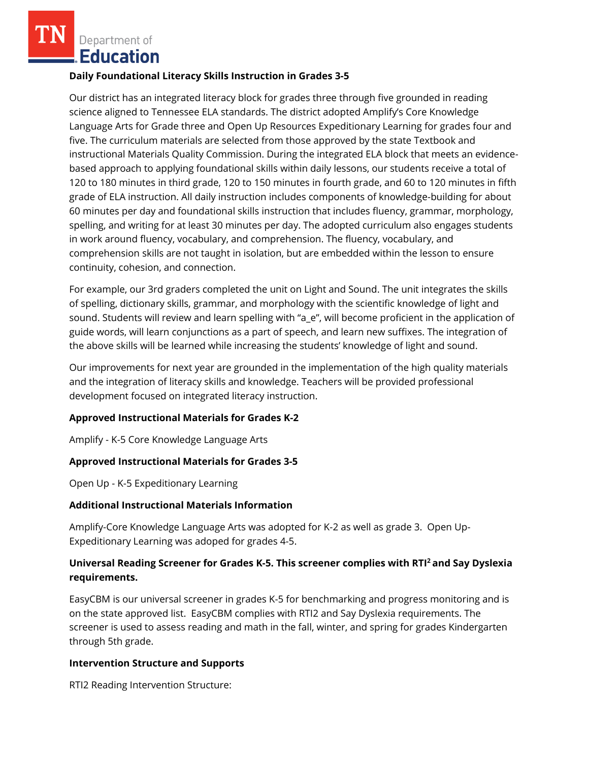**Daily Foundational Literacy Skills Instruction in Grades 3-5**

Our district has an integrated literacy block for grades three through five grounded in reading science aligned to Tennessee ELA standards. The district adopted Amplify's Core Knowledge Language Arts for Grade three and Open Up Resources Expeditionary Learning for grades four and five. The curriculum materials are selected from those approved by the state Textbook and instructional Materials Quality Commission. During the integrated ELA block that meets an evidence-based approach to applying foundational skills within daily lessons, our students receive a total of 120 to 180 minutes in third grade, 120 to 150 minutes in fourth grade, and 60 to 120 minutes in fifth grade of ELA instruction. All daily instruction includes components of knowledge-building for about 60 minutes per day and foundational skills instruction that includes fluency, grammar, morphology, spelling, and writing for at least 30 minutes per day. The adopted curriculum also engages students in work around fluency, vocabulary, and comprehension. The fluency, vocabulary, and comprehension skills are not taught in isolation, but are embedded within the lesson to ensure continuity, cohesion, and connection.

For example, our 3rd graders completed the unit on Light and Sound. The unit integrates the skills of spelling, dictionary skills, grammar, and morphology with the scientific knowledge of light and sound. Students will review and learn spelling with "a_e", will become proficient in the application of guide words, will learn conjunctions as a part of speech, and learn new suffixes. The integration of the above skills will be learned while increasing the students' knowledge of light and sound.

Our improvements for next year are grounded in the implementation of the high quality materials and the integration of literacy skills and knowledge. Teachers will be provided professional development focused on integrated literacy instruction.

**Approved Instructional Materials for Grades K-2**

Amplify - K-5 Core Knowledge Language Arts

**Approved Instructional Materials for Grades 3-5**

Open Up - K-5 Expeditionary Learning

**Additional Instructional Materials Information**

Amplify-Core Knowledge Language Arts was adopted for K-2 as well as grade 3. Open Up-Expeditionary Learning was adoped for grades 4-5.

**Universal Reading Screener for Grades K-5. This screener complies with RTI$^2$ and Say Dyslexia requirements.**

EasyCBM is our universal screener in grades K-5 for benchmarking and progress monitoring and is on the state approved list. EasyCBM complies with RTI2 and Say Dyslexia requirements. The screener is used to assess reading and math in the fall, winter, and spring for grades Kindergarten through 5th grade.

**Intervention Structure and Supports**

RTI2 Reading Intervention Structure: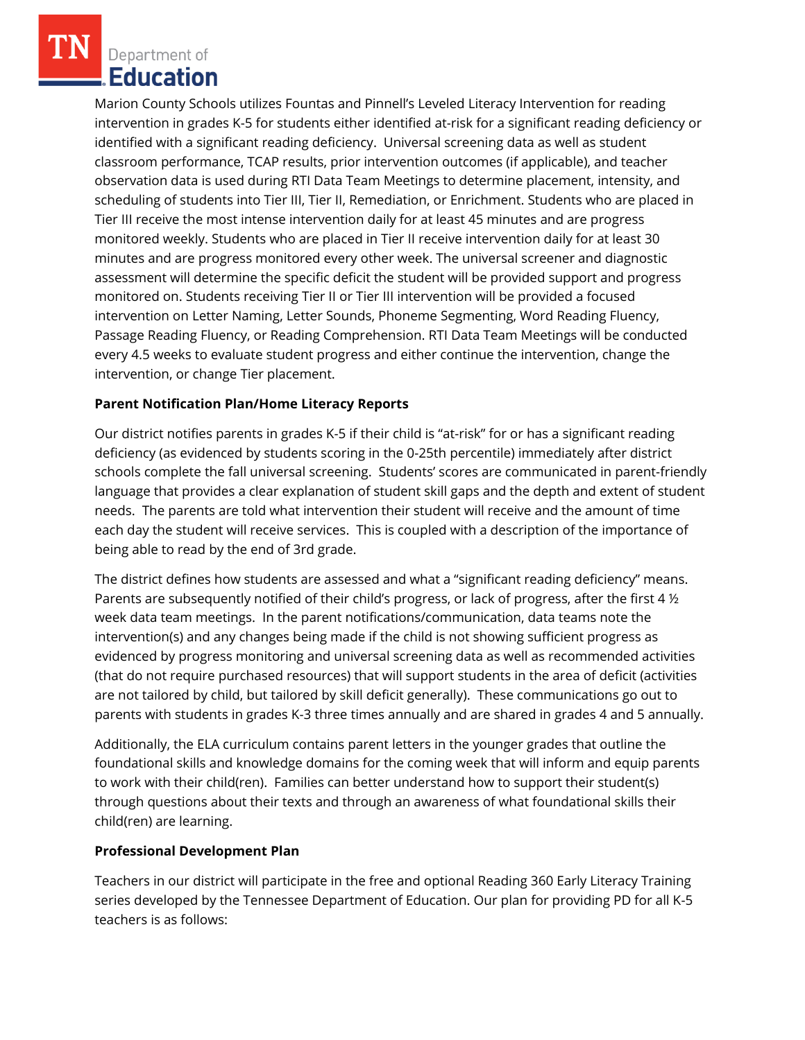Marion County Schools utilizes Fountas and Pinnell's Leveled Literacy Intervention for reading intervention in grades K-5 for students either identified at-risk for a significant reading deficiency or identified with a significant reading deficiency. Universal screening data as well as student classroom performance, TCAP results, prior intervention outcomes (if applicable), and teacher observation data is used during RTI Data Team Meetings to determine placement, intensity, and scheduling of students into Tier III, Tier II, Remediation, or Enrichment. Students who are placed in Tier III receive the most intense intervention daily for at least 45 minutes and are progress monitored weekly. Students who are placed in Tier II receive intervention daily for at least 30 minutes and are progress monitored every other week. The universal screener and diagnostic assessment will determine the specific deficit the student will be provided support and progress monitored on. Students receiving Tier II or Tier III intervention will be provided a focused intervention on Letter Naming, Letter Sounds, Phoneme Segmenting, Word Reading Fluency, Passage Reading Fluency, or Reading Comprehension. RTI Data Team Meetings will be conducted every 4.5 weeks to evaluate student progress and either continue the intervention, change the intervention, or change Tier placement.

**Parent Notification Plan/Home Literacy Reports**

Our district notifies parents in grades K-5 if their child is "at-risk" for or has a significant reading deficiency (as evidenced by students scoring in the 0-25th percentile) immediately after district schools complete the fall universal screening. Students' scores are communicated in parent-friendly language that provides a clear explanation of student skill gaps and the depth and extent of student needs. The parents are told what intervention their student will receive and the amount of time each day the student will receive services. This is coupled with a description of the importance of being able to read by the end of 3rd grade.

The district defines how students are assessed and what a "significant reading deficiency" means. Parents are subsequently notified of their child's progress, or lack of progress, after the first 4 ½ week data team meetings. In the parent notifications/communication, data teams note the intervention(s) and any changes being made if the child is not showing sufficient progress as evidenced by progress monitoring and universal screening data as well as recommended activities (that do not require purchased resources) that will support students in the area of deficit (activities are not tailored by child, but tailored by skill deficit generally). These communications go out to parents with students in grades K-3 three times annually and are shared in grades 4 and 5 annually.

Additionally, the ELA curriculum contains parent letters in the younger grades that outline the foundational skills and knowledge domains for the coming week that will inform and equip parents to work with their child(ren). Families can better understand how to support their student(s) through questions about their texts and through an awareness of what foundational skills their child(ren) are learning.

**Professional Development Plan**

Teachers in our district will participate in the free and optional Reading 360 Early Literacy Training series developed by the Tennessee Department of Education. Our plan for providing PD for all K-5 teachers is as follows: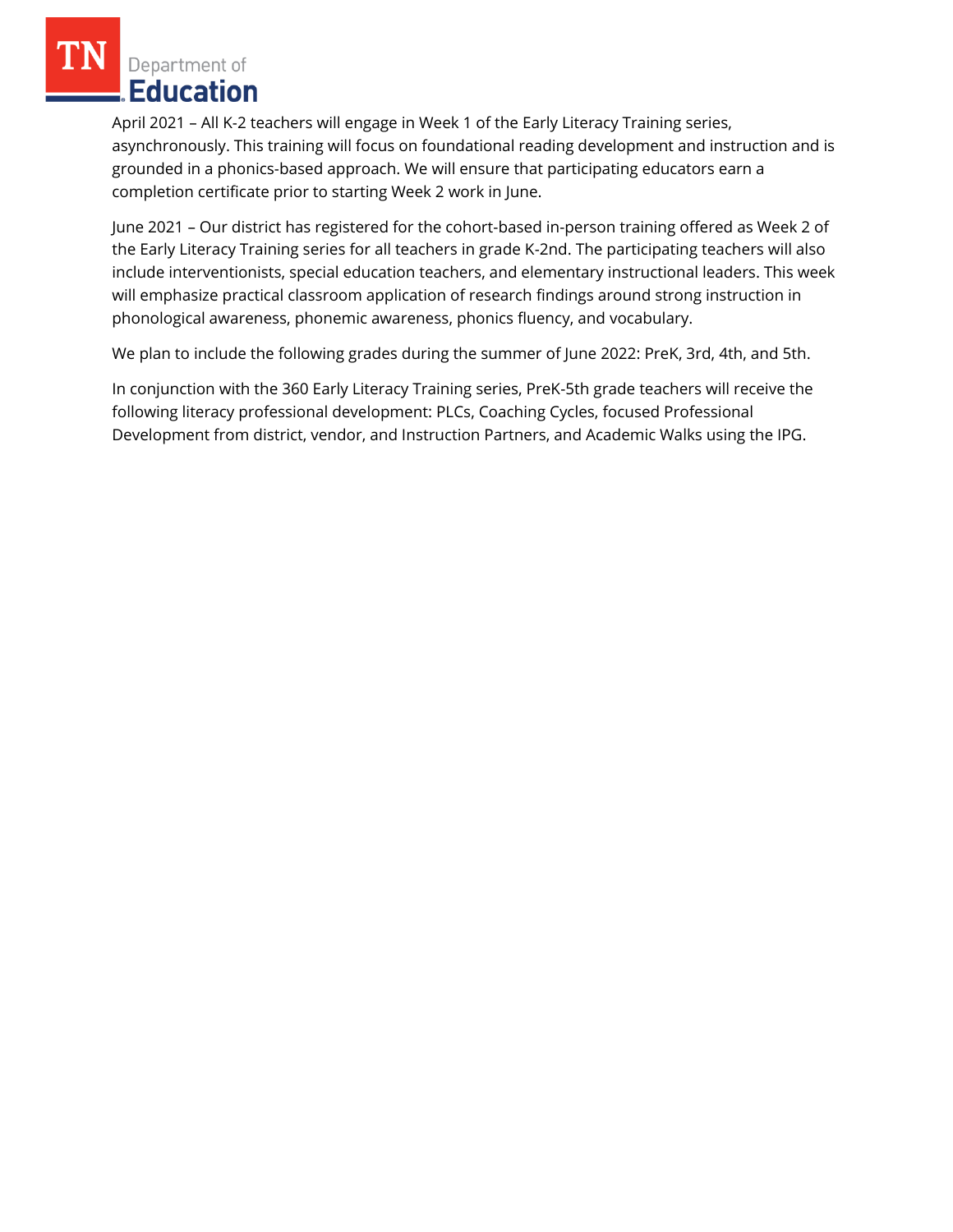April 2021 – All K-2 teachers will engage in Week 1 of the Early Literacy Training series, asynchronously. This training will focus on foundational reading development and instruction and is grounded in a phonics-based approach. We will ensure that participating educators earn a completion certificate prior to starting Week 2 work in June.

June 2021 – Our district has registered for the cohort-based in-person training offered as Week 2 of the Early Literacy Training series for all teachers in grade K-2nd. The participating teachers will also include interventionists, special education teachers, and elementary instructional leaders. This week will emphasize practical classroom application of research findings around strong instruction in phonological awareness, phonemic awareness, phonics fluency, and vocabulary.

We plan to include the following grades during the summer of June 2022: PreK, 3rd, 4th, and 5th.

In conjunction with the 360 Early Literacy Training series, PreK-5th grade teachers will receive the following literacy professional development: PLCs, Coaching Cycles, focused Professional Development from district, vendor, and Instruction Partners, and Academic Walks using the IPG.